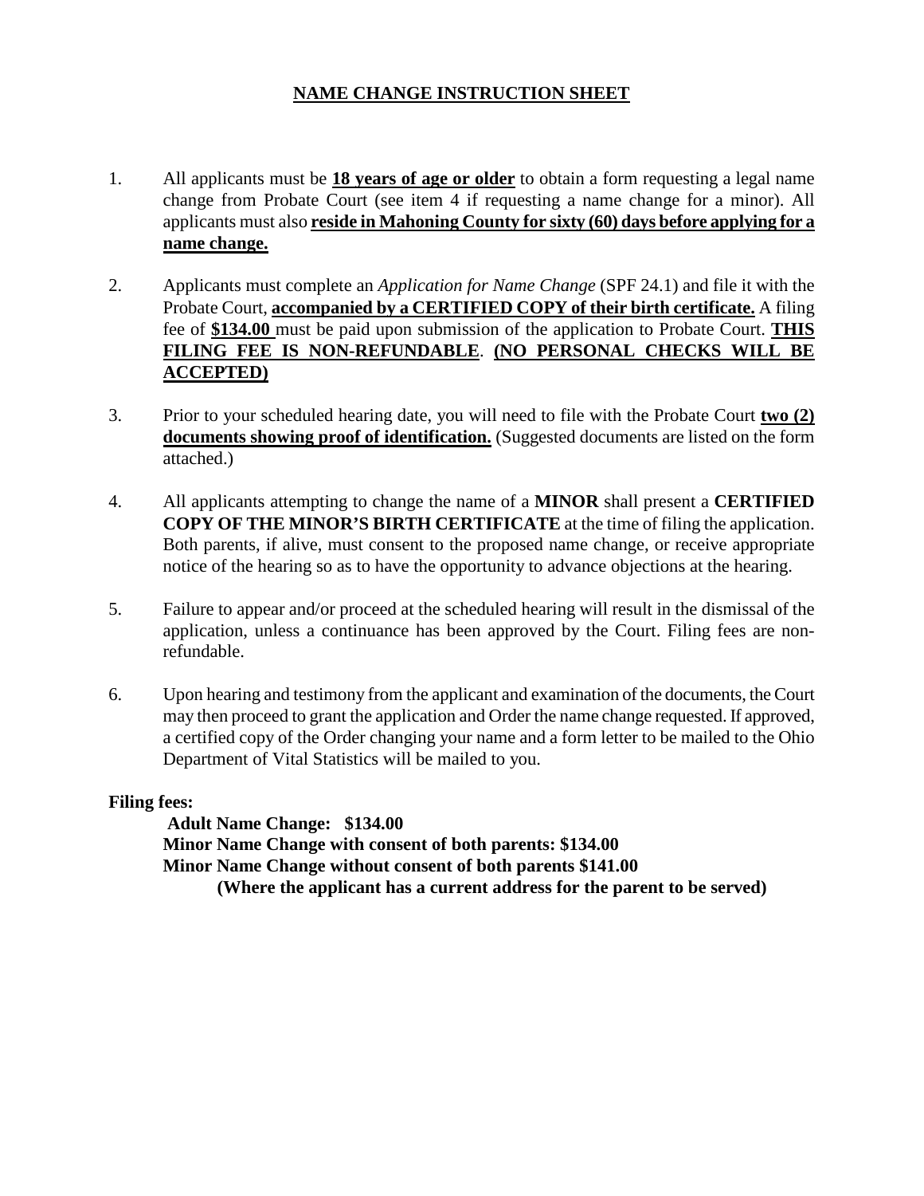# NAME CHANGE INSTRUCTION SHEET

1. All applicants must be **18 years of age or older** to obtain a form requesting a legal name change from Probate Court (see item 4 if requesting a name change for a minor). All applicants must also **reside in Mahoning County for sixty (60) days before applying for a name change.**

2. Applicants must complete an *Application for Name Change* (SPF 24.1) and file it with the Probate Court, **accompanied by a CERTIFIED COPY of their birth certificate.** A filing fee of **$134.00** must be paid upon submission of the application to Probate Court. **THIS FILING FEE IS NON-REFUNDABLE**. **(NO PERSONAL CHECKS WILL BE ACCEPTED)**

3. Prior to your scheduled hearing date, you will need to file with the Probate Court **two (2) documents showing proof of identification.** (Suggested documents are listed on the form attached.)

4. All applicants attempting to change the name of a **MINOR** shall present a **CERTIFIED COPY OF THE MINOR'S BIRTH CERTIFICATE** at the time of filing the application. Both parents, if alive, must consent to the proposed name change, or receive appropriate notice of the hearing so as to have the opportunity to advance objections at the hearing.

5. Failure to appear and/or proceed at the scheduled hearing will result in the dismissal of the application, unless a continuance has been approved by the Court. Filing fees are non-refundable.

6. Upon hearing and testimony from the applicant and examination of the documents, the Court may then proceed to grant the application and Order the name change requested. If approved, a certified copy of the Order changing your name and a form letter to be mailed to the Ohio Department of Vital Statistics will be mailed to you.

**Filing fees:**

**Adult Name Change: $134.00**
**Minor Name Change with consent of both parents: $134.00**
**Minor Name Change without consent of both parents $141.00**
**(Where the applicant has a current address for the parent to be served)**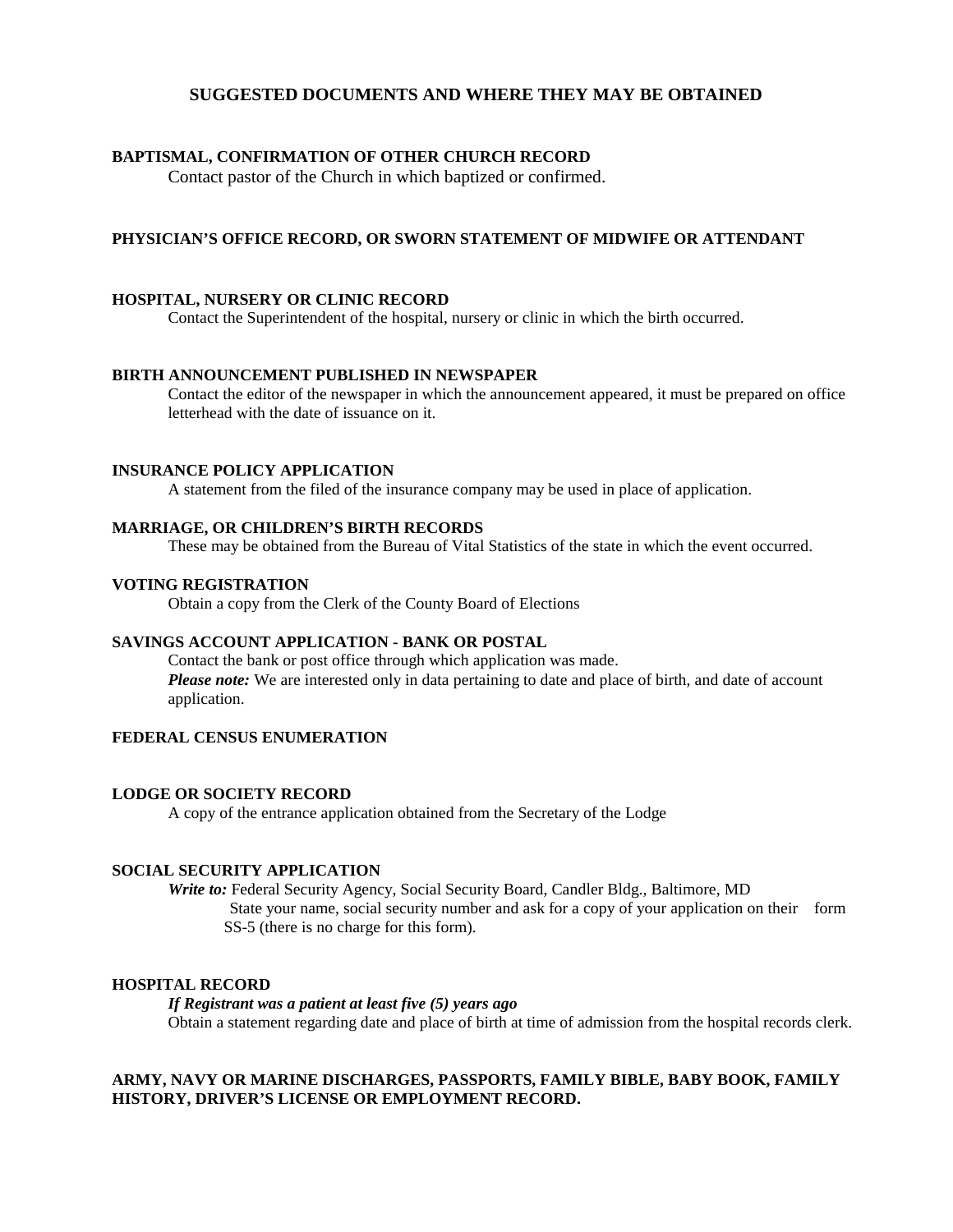## SUGGESTED DOCUMENTS AND WHERE THEY MAY BE OBTAINED

**BAPTISMAL, CONFIRMATION OF OTHER CHURCH RECORD**

Contact pastor of the Church in which baptized or confirmed.

**PHYSICIAN'S OFFICE RECORD, OR SWORN STATEMENT OF MIDWIFE OR ATTENDANT**

**HOSPITAL, NURSERY OR CLINIC RECORD**

Contact the Superintendent of the hospital, nursery or clinic in which the birth occurred.

**BIRTH ANNOUNCEMENT PUBLISHED IN NEWSPAPER**

Contact the editor of the newspaper in which the announcement appeared, it must be prepared on office letterhead with the date of issuance on it.

**INSURANCE POLICY APPLICATION**

A statement from the filed of the insurance company may be used in place of application.

**MARRIAGE, OR CHILDREN'S BIRTH RECORDS**

These may be obtained from the Bureau of Vital Statistics of the state in which the event occurred.

**VOTING REGISTRATION**

Obtain a copy from the Clerk of the County Board of Elections

**SAVINGS ACCOUNT APPLICATION - BANK OR POSTAL**

Contact the bank or post office through which application was made.
***Please note:*** We are interested only in data pertaining to date and place of birth, and date of account application.

**FEDERAL CENSUS ENUMERATION**

**LODGE OR SOCIETY RECORD**

A copy of the entrance application obtained from the Secretary of the Lodge

**SOCIAL SECURITY APPLICATION**

***Write to:*** Federal Security Agency, Social Security Board, Candler Bldg., Baltimore, MD
State your name, social security number and ask for a copy of your application on their form SS-5 (there is no charge for this form).

**HOSPITAL RECORD**

***If Registrant was a patient at least five (5) years ago***
Obtain a statement regarding date and place of birth at time of admission from the hospital records clerk.

**ARMY, NAVY OR MARINE DISCHARGES, PASSPORTS, FAMILY BIBLE, BABY BOOK, FAMILY HISTORY, DRIVER'S LICENSE OR EMPLOYMENT RECORD.**